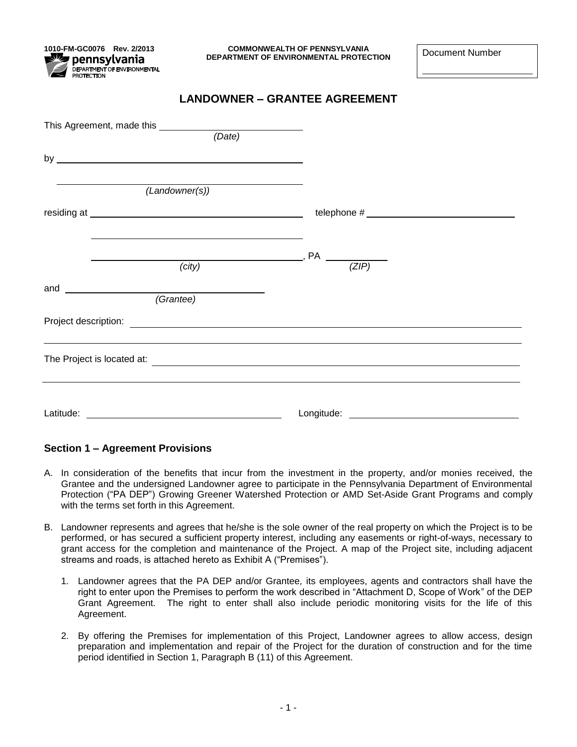1010-FM-GC0076 Rev. 2/2013

pennsylvania
DEPARTMENT OF ENVIRONMENTAL PROTECTION

COMMONWEALTH OF PENNSYLVANIA
DEPARTMENT OF ENVIRONMENTAL PROTECTION

Document Number

______________________

# LANDOWNER – GRANTEE AGREEMENT

This Agreement, made this ______________________________
*(Date)*

by ______________________________________________

______________________________________________
*(Landowner(s))*

residing at ______________________________________ telephone # ______________________________

______________________________________

______________________________________, PA ______________
*(city)* *(ZIP)*

and ______________________________________
*(Grantee)*

Project description: ______________________________________________________________________________

______________________________________________________________________________________________

The Project is located at: __________________________________________________________________________

______________________________________________________________________________________________

Latitude: ______________________________________ Longitude: ______________________________________

## Section 1 – Agreement Provisions

A. In consideration of the benefits that incur from the investment in the property, and/or monies received, the Grantee and the undersigned Landowner agree to participate in the Pennsylvania Department of Environmental Protection ("PA DEP") Growing Greener Watershed Protection or AMD Set-Aside Grant Programs and comply with the terms set forth in this Agreement.

B. Landowner represents and agrees that he/she is the sole owner of the real property on which the Project is to be performed, or has secured a sufficient property interest, including any easements or right-of-ways, necessary to grant access for the completion and maintenance of the Project. A map of the Project site, including adjacent streams and roads, is attached hereto as Exhibit A ("Premises").

   1. Landowner agrees that the PA DEP and/or Grantee, its employees, agents and contractors shall have the right to enter upon the Premises to perform the work described in "Attachment D, Scope of Work" of the DEP Grant Agreement. The right to enter shall also include periodic monitoring visits for the life of this Agreement.

   2. By offering the Premises for implementation of this Project, Landowner agrees to allow access, design preparation and implementation and repair of the Project for the duration of construction and for the time period identified in Section 1, Paragraph B (11) of this Agreement.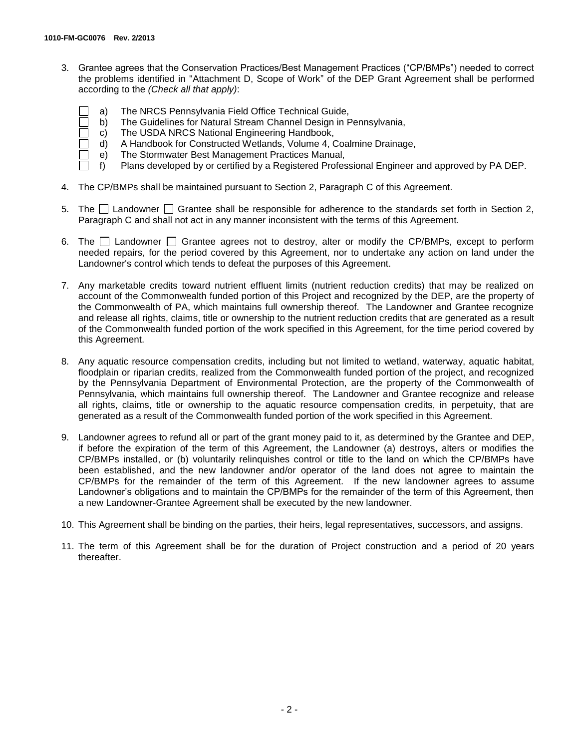3. Grantee agrees that the Conservation Practices/Best Management Practices ("CP/BMPs") needed to correct the problems identified in "Attachment D, Scope of Work" of the DEP Grant Agreement shall be performed according to the *(Check all that apply)*:

   - ☐ a) The NRCS Pennsylvania Field Office Technical Guide,
   - ☐ b) The Guidelines for Natural Stream Channel Design in Pennsylvania,
   - ☐ c) The USDA NRCS National Engineering Handbook,
   - ☐ d) A Handbook for Constructed Wetlands, Volume 4, Coalmine Drainage,
   - ☐ e) The Stormwater Best Management Practices Manual,
   - ☐ f) Plans developed by or certified by a Registered Professional Engineer and approved by PA DEP.

4. The CP/BMPs shall be maintained pursuant to Section 2, Paragraph C of this Agreement.

5. The ☐ Landowner ☐ Grantee shall be responsible for adherence to the standards set forth in Section 2, Paragraph C and shall not act in any manner inconsistent with the terms of this Agreement.

6. The ☐ Landowner ☐ Grantee agrees not to destroy, alter or modify the CP/BMPs, except to perform needed repairs, for the period covered by this Agreement, nor to undertake any action on land under the Landowner's control which tends to defeat the purposes of this Agreement.

7. Any marketable credits toward nutrient effluent limits (nutrient reduction credits) that may be realized on account of the Commonwealth funded portion of this Project and recognized by the DEP, are the property of the Commonwealth of PA, which maintains full ownership thereof. The Landowner and Grantee recognize and release all rights, claims, title or ownership to the nutrient reduction credits that are generated as a result of the Commonwealth funded portion of the work specified in this Agreement, for the time period covered by this Agreement.

8. Any aquatic resource compensation credits, including but not limited to wetland, waterway, aquatic habitat, floodplain or riparian credits, realized from the Commonwealth funded portion of the project, and recognized by the Pennsylvania Department of Environmental Protection, are the property of the Commonwealth of Pennsylvania, which maintains full ownership thereof. The Landowner and Grantee recognize and release all rights, claims, title or ownership to the aquatic resource compensation credits, in perpetuity, that are generated as a result of the Commonwealth funded portion of the work specified in this Agreement.

9. Landowner agrees to refund all or part of the grant money paid to it, as determined by the Grantee and DEP, if before the expiration of the term of this Agreement, the Landowner (a) destroys, alters or modifies the CP/BMPs installed, or (b) voluntarily relinquishes control or title to the land on which the CP/BMPs have been established, and the new landowner and/or operator of the land does not agree to maintain the CP/BMPs for the remainder of the term of this Agreement. If the new landowner agrees to assume Landowner's obligations and to maintain the CP/BMPs for the remainder of the term of this Agreement, then a new Landowner-Grantee Agreement shall be executed by the new landowner.

10. This Agreement shall be binding on the parties, their heirs, legal representatives, successors, and assigns.

11. The term of this Agreement shall be for the duration of Project construction and a period of 20 years thereafter.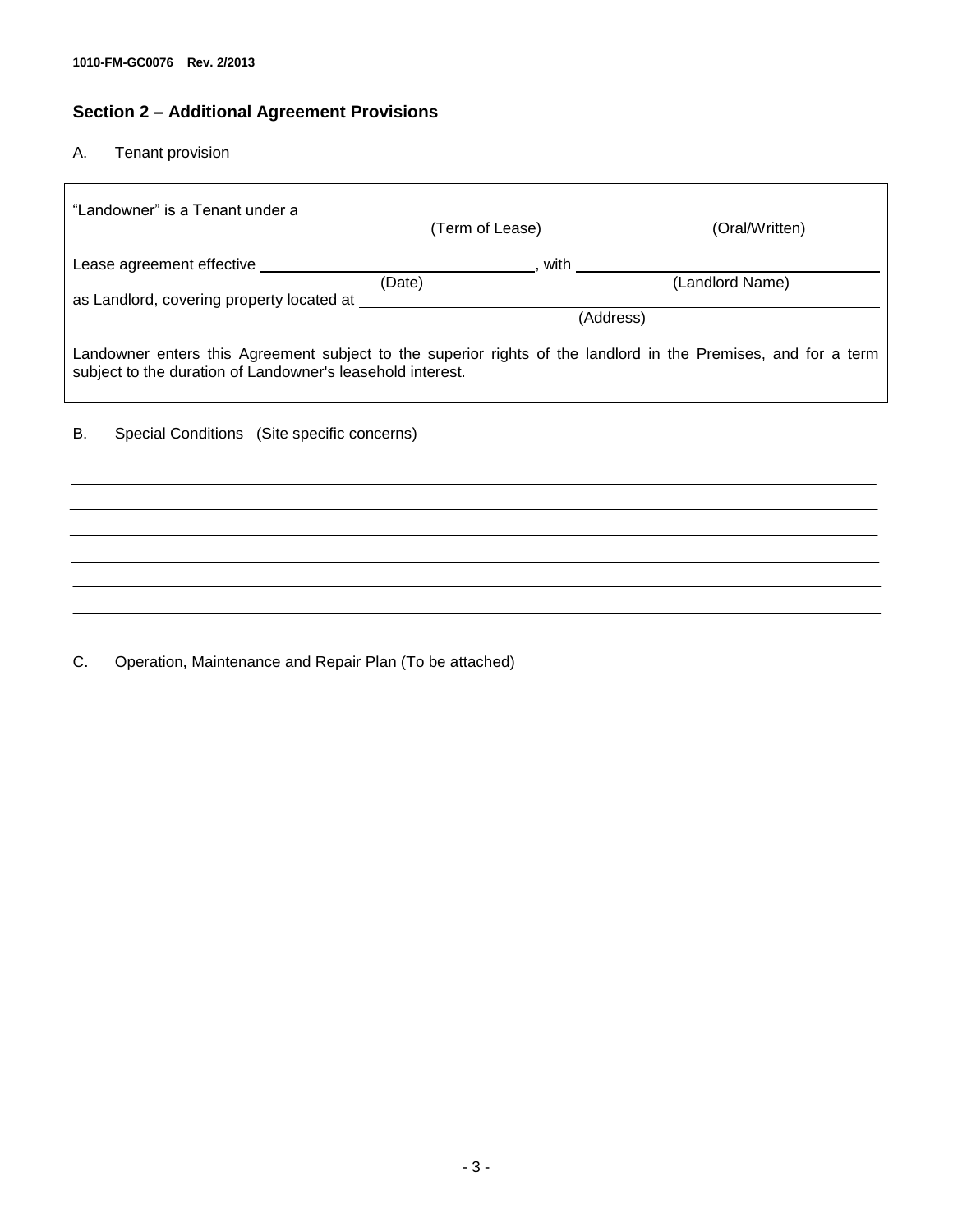## Section 2 – Additional Agreement Provisions

A. Tenant provision

"Landowner" is a Tenant under a ______________________ ______________________
(Term of Lease) (Oral/Written)

Lease agreement effective ______________________, with ______________________
(Date) (Landlord Name)

as Landlord, covering property located at ______________________
(Address)

Landowner enters this Agreement subject to the superior rights of the landlord in the Premises, and for a term subject to the duration of Landowner's leasehold interest.

B. Special Conditions (Site specific concerns)

______________________________________________________________________

______________________________________________________________________

______________________________________________________________________

______________________________________________________________________

______________________________________________________________________

______________________________________________________________________

C. Operation, Maintenance and Repair Plan (To be attached)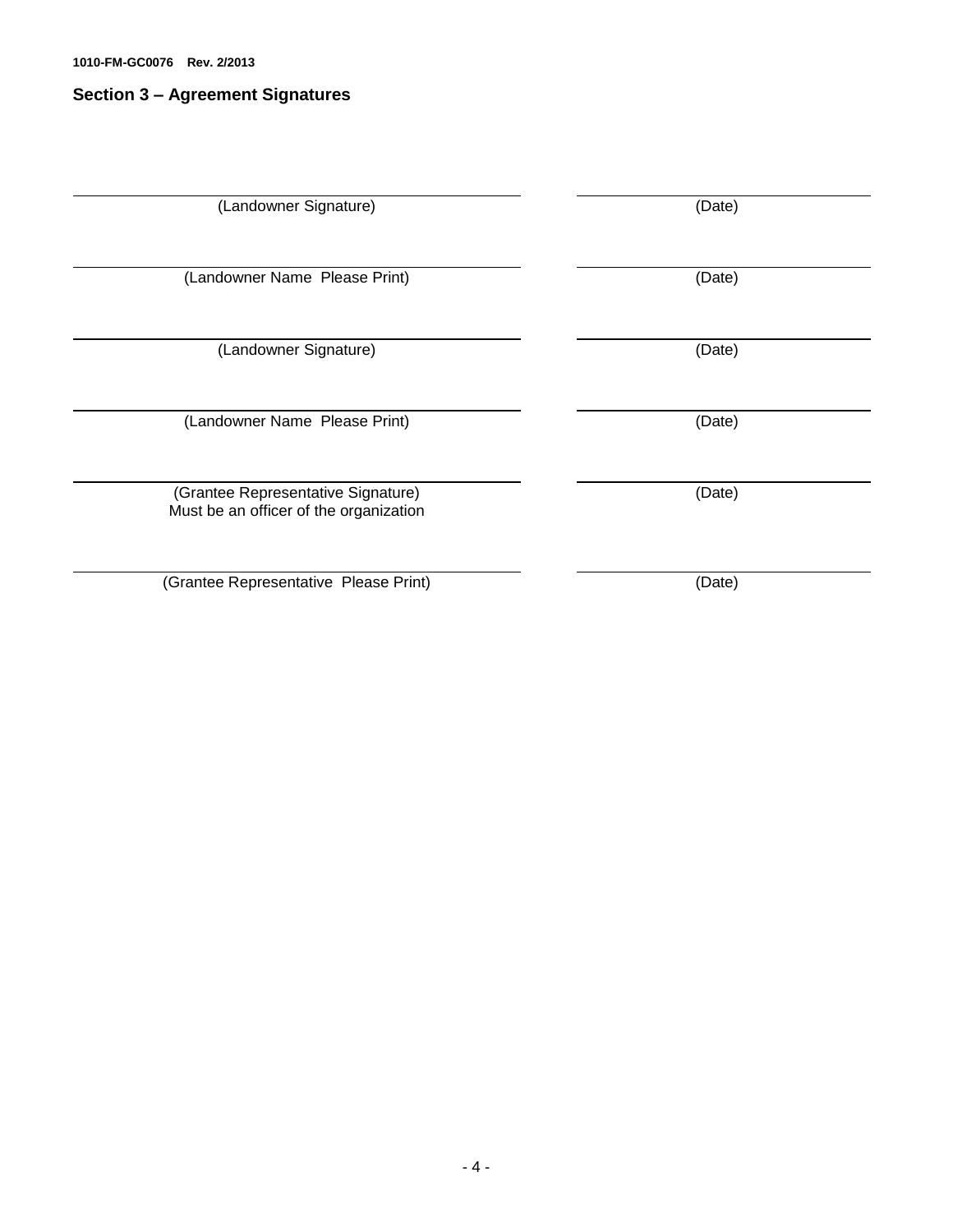1010-FM-GC0076 Rev. 2/2013

## Section 3 – Agreement Signatures

| | |
|---|---|
| (Landowner Signature) | (Date) |
| (Landowner Name Please Print) | (Date) |
| (Landowner Signature) | (Date) |
| (Landowner Name Please Print) | (Date) |
| (Grantee Representative Signature)<br>Must be an officer of the organization | (Date) |
| (Grantee Representative Please Print) | (Date) |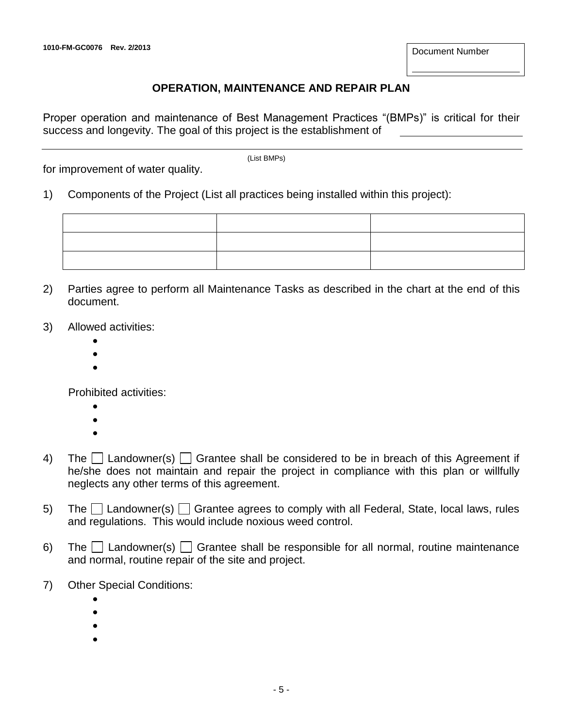1010-FM-GC0076 Rev. 2/2013

Document Number

______________________

## OPERATION, MAINTENANCE AND REPAIR PLAN

Proper operation and maintenance of Best Management Practices "(BMPs)" is critical for their success and longevity. The goal of this project is the establishment of ______________________

__________________________________________________________________________________________
(List BMPs)

for improvement of water quality.

1) Components of the Project (List all practices being installed within this project):

| | | |
|---|---|---|
| | | |
| | | |
| | | |

2) Parties agree to perform all Maintenance Tasks as described in the chart at the end of this document.

3) Allowed activities:
   -
   -
   -

   Prohibited activities:
   -
   -
   -

4) The ☐ Landowner(s) ☐ Grantee shall be considered to be in breach of this Agreement if he/she does not maintain and repair the project in compliance with this plan or willfully neglects any other terms of this agreement.

5) The ☐ Landowner(s) ☐ Grantee agrees to comply with all Federal, State, local laws, rules and regulations. This would include noxious weed control.

6) The ☐ Landowner(s) ☐ Grantee shall be responsible for all normal, routine maintenance and normal, routine repair of the site and project.

7) Other Special Conditions:
   -
   -
   -
   -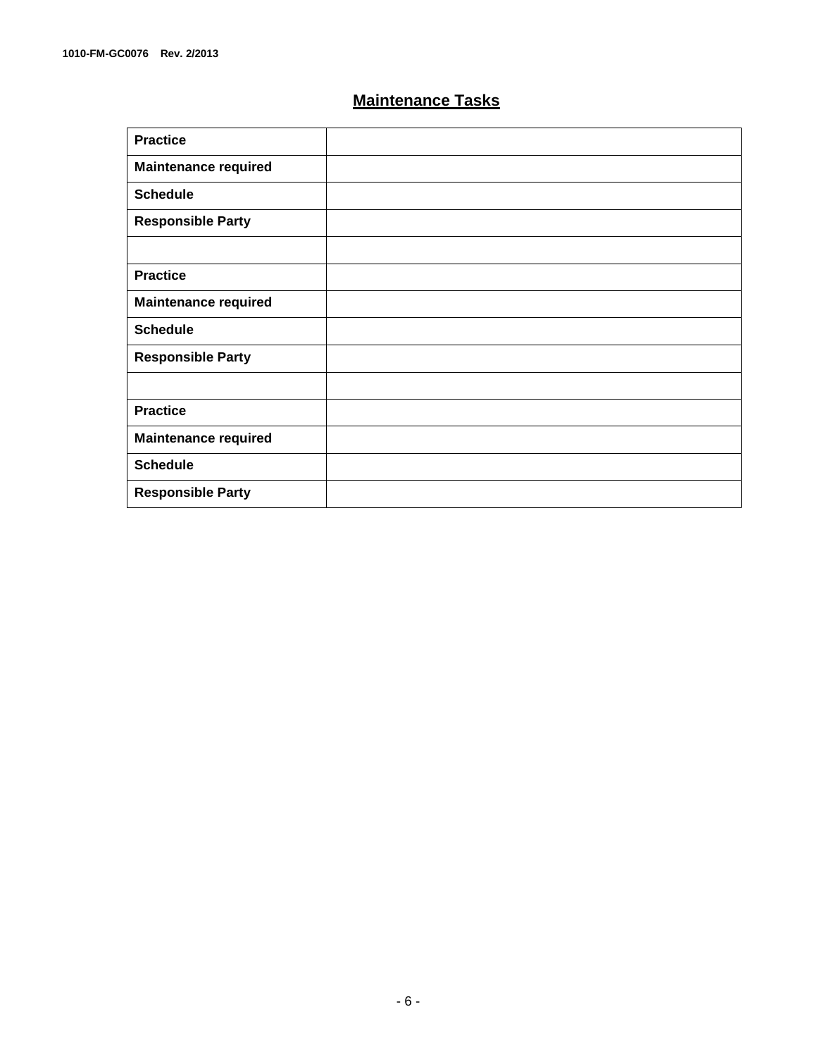## Maintenance Tasks

| | |
|---|---|
| **Practice** | |
| **Maintenance required** | |
| **Schedule** | |
| **Responsible Party** | |
| | |
| **Practice** | |
| **Maintenance required** | |
| **Schedule** | |
| **Responsible Party** | |
| | |
| **Practice** | |
| **Maintenance required** | |
| **Schedule** | |
| **Responsible Party** | |